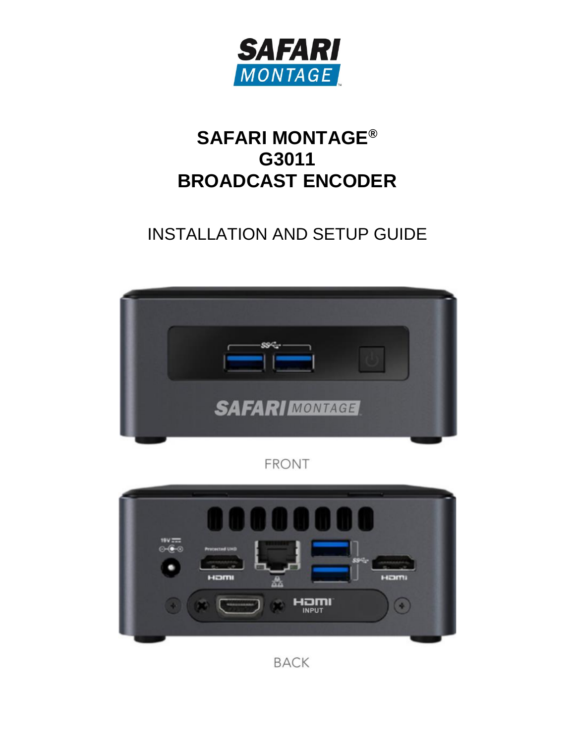# SAFARI MONTAGE®
# G3011
# BROADCAST ENCODER

## INSTALLATION AND SETUP GUIDE

FRONT

BACK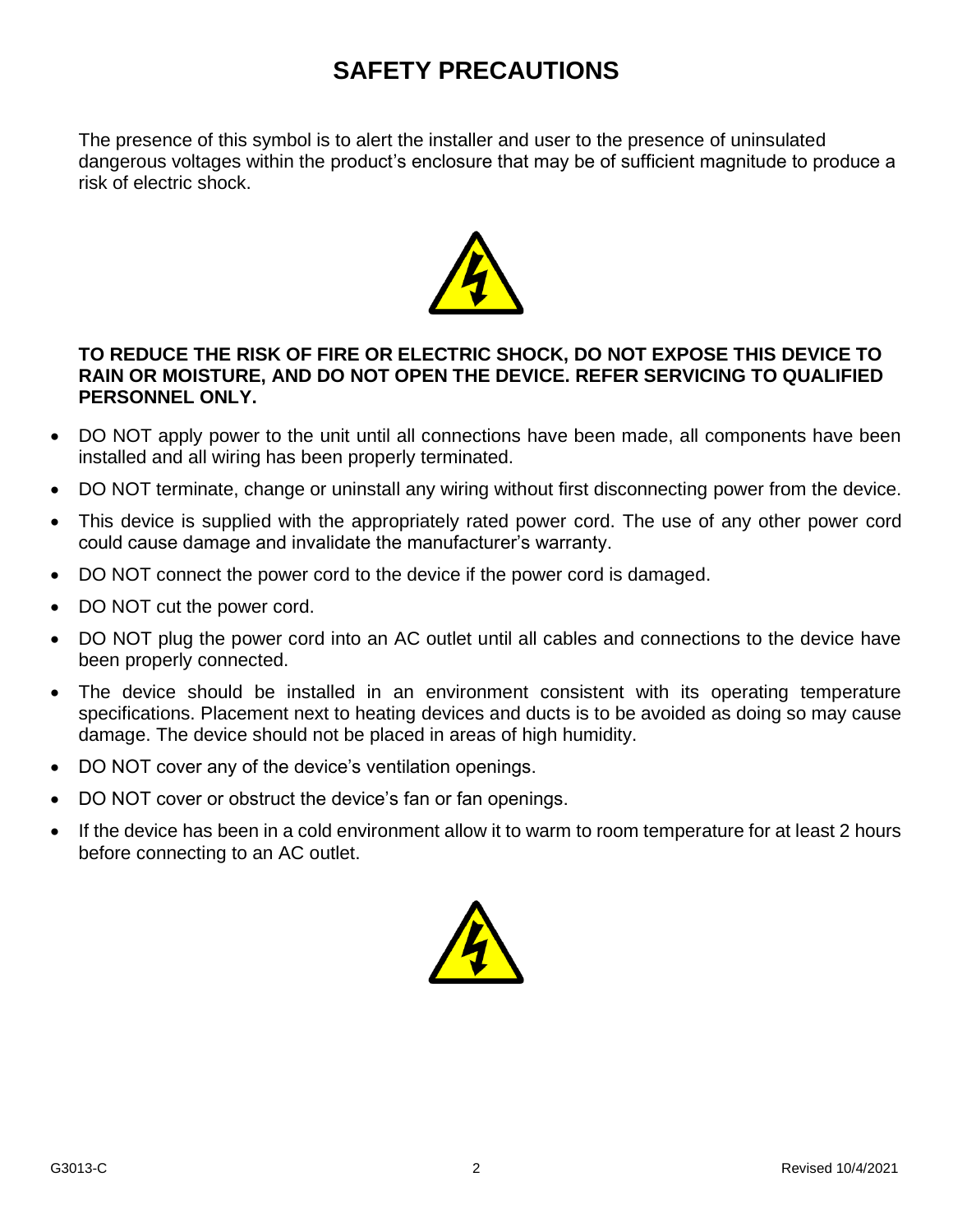# SAFETY PRECAUTIONS

The presence of this symbol is to alert the installer and user to the presence of uninsulated dangerous voltages within the product's enclosure that may be of sufficient magnitude to produce a risk of electric shock.

**TO REDUCE THE RISK OF FIRE OR ELECTRIC SHOCK, DO NOT EXPOSE THIS DEVICE TO RAIN OR MOISTURE, AND DO NOT OPEN THE DEVICE. REFER SERVICING TO QUALIFIED PERSONNEL ONLY.**

- DO NOT apply power to the unit until all connections have been made, all components have been installed and all wiring has been properly terminated.
- DO NOT terminate, change or uninstall any wiring without first disconnecting power from the device.
- This device is supplied with the appropriately rated power cord. The use of any other power cord could cause damage and invalidate the manufacturer's warranty.
- DO NOT connect the power cord to the device if the power cord is damaged.
- DO NOT cut the power cord.
- DO NOT plug the power cord into an AC outlet until all cables and connections to the device have been properly connected.
- The device should be installed in an environment consistent with its operating temperature specifications. Placement next to heating devices and ducts is to be avoided as doing so may cause damage. The device should not be placed in areas of high humidity.
- DO NOT cover any of the device's ventilation openings.
- DO NOT cover or obstruct the device's fan or fan openings.
- If the device has been in a cold environment allow it to warm to room temperature for at least 2 hours before connecting to an AC outlet.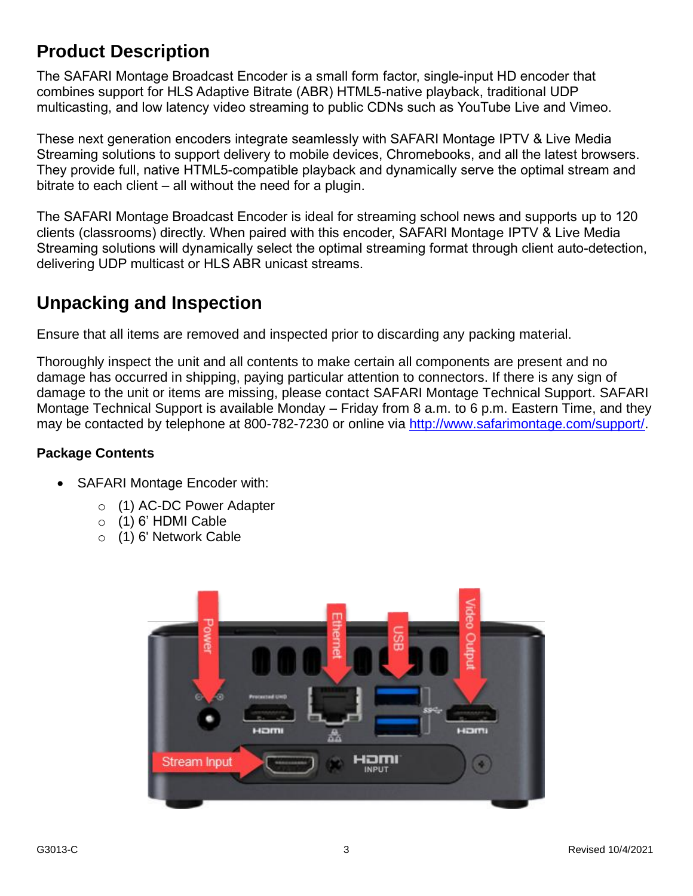## Product Description

The SAFARI Montage Broadcast Encoder is a small form factor, single-input HD encoder that combines support for HLS Adaptive Bitrate (ABR) HTML5-native playback, traditional UDP multicasting, and low latency video streaming to public CDNs such as YouTube Live and Vimeo.

These next generation encoders integrate seamlessly with SAFARI Montage IPTV & Live Media Streaming solutions to support delivery to mobile devices, Chromebooks, and all the latest browsers. They provide full, native HTML5-compatible playback and dynamically serve the optimal stream and bitrate to each client – all without the need for a plugin.

The SAFARI Montage Broadcast Encoder is ideal for streaming school news and supports up to 120 clients (classrooms) directly. When paired with this encoder, SAFARI Montage IPTV & Live Media Streaming solutions will dynamically select the optimal streaming format through client auto-detection, delivering UDP multicast or HLS ABR unicast streams.

## Unpacking and Inspection

Ensure that all items are removed and inspected prior to discarding any packing material.

Thoroughly inspect the unit and all contents to make certain all components are present and no damage has occurred in shipping, paying particular attention to connectors. If there is any sign of damage to the unit or items are missing, please contact SAFARI Montage Technical Support. SAFARI Montage Technical Support is available Monday – Friday from 8 a.m. to 6 p.m. Eastern Time, and they may be contacted by telephone at 800-782-7230 or online via http://www.safarimontage.com/support/.

**Package Contents**

- SAFARI Montage Encoder with:
  - (1) AC-DC Power Adapter
  - (1) 6' HDMI Cable
  - (1) 6' Network Cable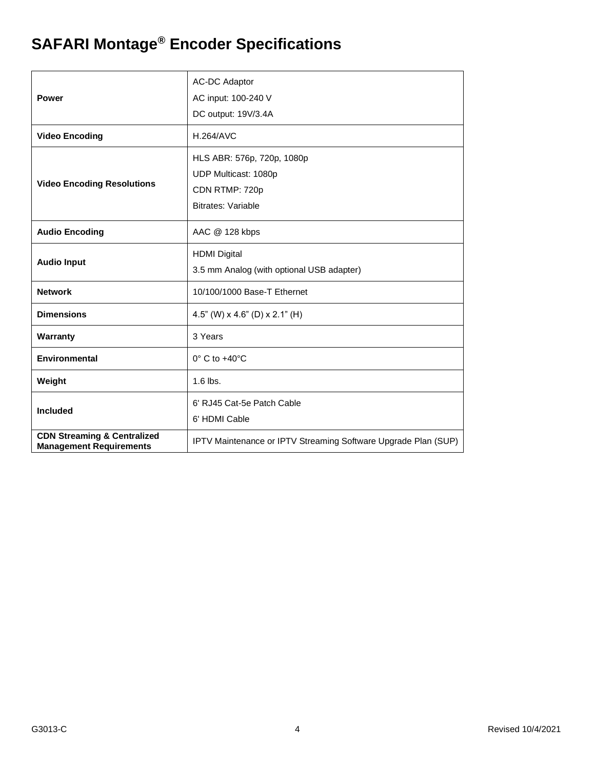# SAFARI Montage® Encoder Specifications

| | |
|---|---|
| **Power** | AC-DC Adaptor<br>AC input: 100-240 V<br>DC output: 19V/3.4A |
| **Video Encoding** | H.264/AVC |
| **Video Encoding Resolutions** | HLS ABR: 576p, 720p, 1080p<br>UDP Multicast: 1080p<br>CDN RTMP: 720p<br>Bitrates: Variable |
| **Audio Encoding** | AAC @ 128 kbps |
| **Audio Input** | HDMI Digital<br>3.5 mm Analog (with optional USB adapter) |
| **Network** | 10/100/1000 Base-T Ethernet |
| **Dimensions** | 4.5" (W) x 4.6" (D) x 2.1" (H) |
| **Warranty** | 3 Years |
| **Environmental** | 0° C to +40°C |
| **Weight** | 1.6 lbs. |
| **Included** | 6' RJ45 Cat-5e Patch Cable<br>6' HDMI Cable |
| **CDN Streaming & Centralized Management Requirements** | IPTV Maintenance or IPTV Streaming Software Upgrade Plan (SUP) |

G3013-C Revised 10/4/2021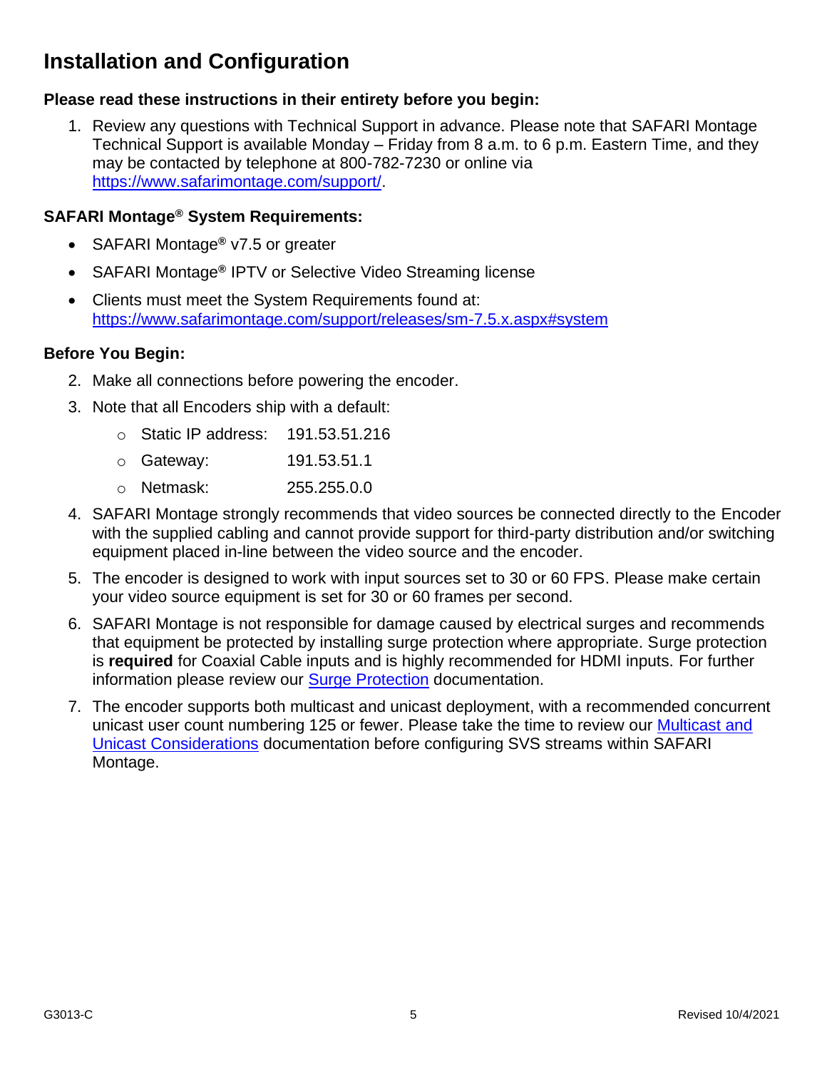# Installation and Configuration

**Please read these instructions in their entirety before you begin:**

1. Review any questions with Technical Support in advance. Please note that SAFARI Montage Technical Support is available Monday – Friday from 8 a.m. to 6 p.m. Eastern Time, and they may be contacted by telephone at 800-782-7230 or online via [https://www.safarimontage.com/support/](https://www.safarimontage.com/support/).

**SAFARI Montage® System Requirements:**

- SAFARI Montage® v7.5 or greater
- SAFARI Montage® IPTV or Selective Video Streaming license
- Clients must meet the System Requirements found at: [https://www.safarimontage.com/support/releases/sm-7.5.x.aspx#system](https://www.safarimontage.com/support/releases/sm-7.5.x.aspx#system)

**Before You Begin:**

2. Make all connections before powering the encoder.
3. Note that all Encoders ship with a default:
   - Static IP address: 191.53.51.216
   - Gateway: 191.53.51.1
   - Netmask: 255.255.0.0
4. SAFARI Montage strongly recommends that video sources be connected directly to the Encoder with the supplied cabling and cannot provide support for third-party distribution and/or switching equipment placed in-line between the video source and the encoder.
5. The encoder is designed to work with input sources set to 30 or 60 FPS. Please make certain your video source equipment is set for 30 or 60 frames per second.
6. SAFARI Montage is not responsible for damage caused by electrical surges and recommends that equipment be protected by installing surge protection where appropriate. Surge protection is **required** for Coaxial Cable inputs and is highly recommended for HDMI inputs. For further information please review our Surge Protection documentation.
7. The encoder supports both multicast and unicast deployment, with a recommended concurrent unicast user count numbering 125 or fewer. Please take the time to review our Multicast and Unicast Considerations documentation before configuring SVS streams within SAFARI Montage.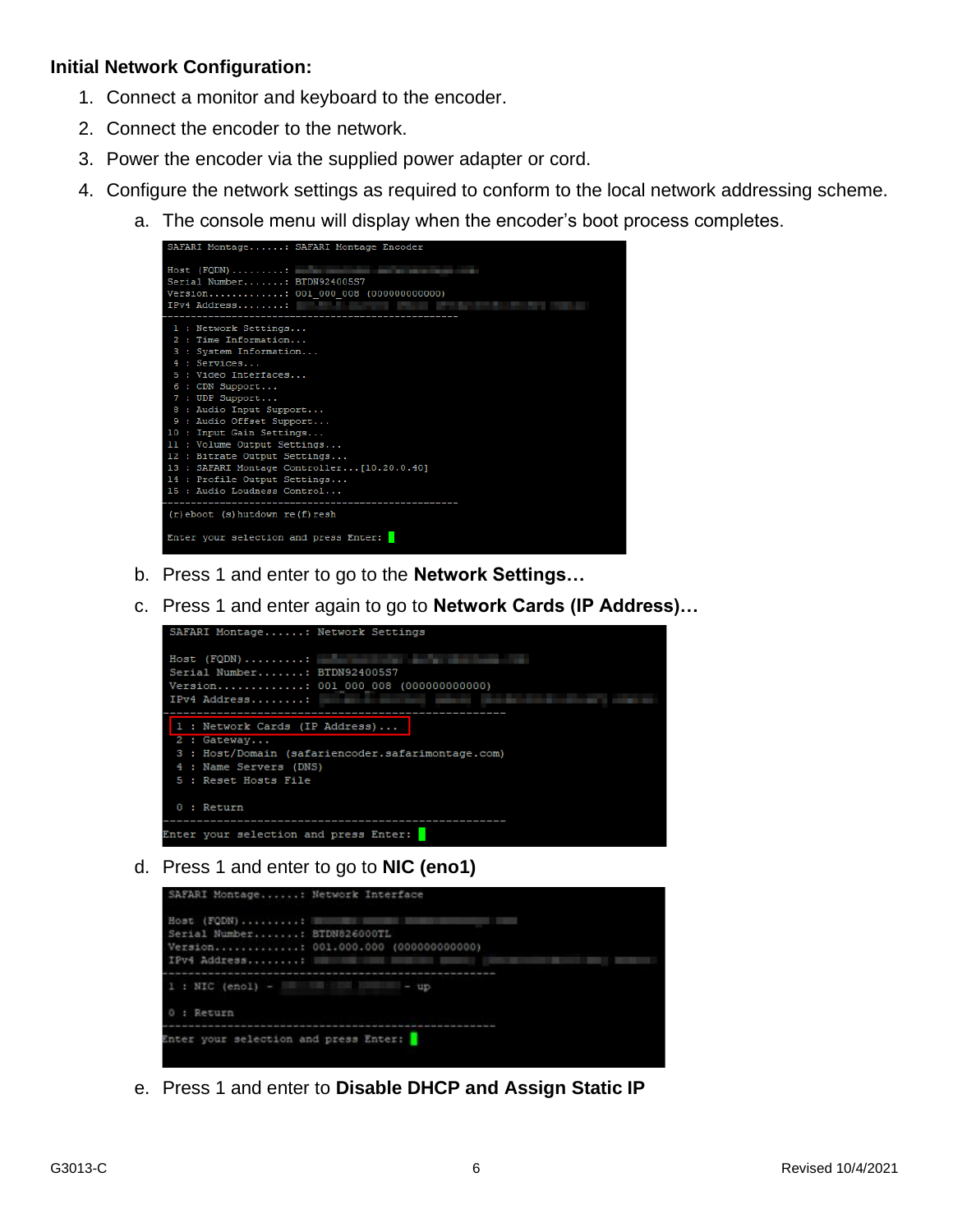**Initial Network Configuration:**

1. Connect a monitor and keyboard to the encoder.
2. Connect the encoder to the network.
3. Power the encoder via the supplied power adapter or cord.
4. Configure the network settings as required to conform to the local network addressing scheme.
   a. The console menu will display when the encoder's boot process completes.

```
SAFARI Montage......: SAFARI Montage Encoder

Host (FQDN).........:
Serial Number.......: BTDN924005S7
Version.............: 001_000_008 (000000000000)
IPv4 Address........:
--------------------------------------------------
 1 : Network Settings...
 2 : Time Information...
 3 : System Information...
 4 : Services...
 5 : Video Interfaces...
 6 : CDN Support...
 7 : UDP Support...
 8 : Audio Input Support...
 9 : Audio Offset Support...
10 : Input Gain Settings...
11 : Volume Output Settings...
12 : Bitrate Output Settings...
13 : SAFARI Montage Controller...[10.20.0.40]
14 : Profile Output Settings...
15 : Audio Loudness Control...
--------------------------------------------------
(r)eboot (s)hutdown re(f)resh

Enter your selection and press Enter:
```

   b. Press 1 and enter to go to the **Network Settings…**
   c. Press 1 and enter again to go to **Network Cards (IP Address)…**

```
SAFARI Montage......: Network Settings

Host (FQDN).........:
Serial Number.......: BTDN924005S7
Version.............: 001_000_008 (000000000000)
IPv4 Address........:
--------------------------------------------------
 1 : Network Cards (IP Address)...
 2 : Gateway...
 3 : Host/Domain (safariencoder.safarimontage.com)
 4 : Name Servers (DNS)
 5 : Reset Hosts File

 0 : Return
--------------------------------------------------
Enter your selection and press Enter:
```

   d. Press 1 and enter to go to **NIC (eno1)**

```
SAFARI Montage......: Network Interface

Host (FQDN).........:
Serial Number.......: BTDN826000TL
Version.............: 001.000.000 (000000000000)
IPv4 Address........:
--------------------------------------------------
1 : NIC (eno1) -                - up

0 : Return
--------------------------------------------------
Enter your selection and press Enter:
```

   e. Press 1 and enter to **Disable DHCP and Assign Static IP**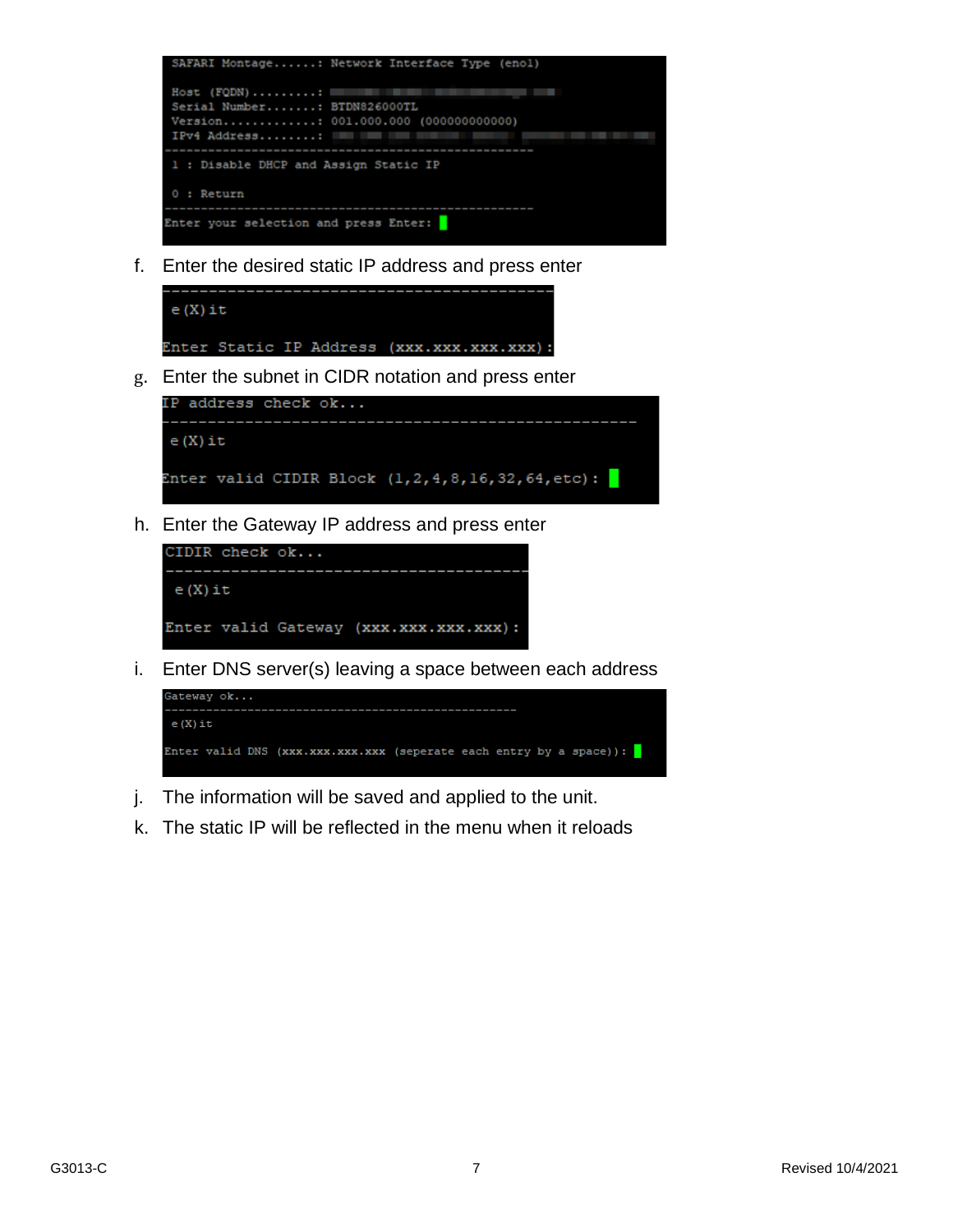```
SAFARI Montage......: Network Interface Type (eno1)

Host (FQDN).........:
Serial Number.......: BTDN826000TL
Version.............: 001.000.000 (000000000000)
IPv4 Address........:
------------------------------------------------
1 : Disable DHCP and Assign Static IP

0 : Return
------------------------------------------------
Enter your selection and press Enter:
```

f. Enter the desired static IP address and press enter

```
------------------------------------------
 e(X)it

Enter Static IP Address (xxx.xxx.xxx.xxx):
```

g. Enter the subnet in CIDR notation and press enter

```
IP address check ok...
--------------------------------------------------
 e(X)it

Enter valid CIDIR Block (1,2,4,8,16,32,64,etc):
```

h. Enter the Gateway IP address and press enter

```
CIDIR check ok...
--------------------------------------
 e(X)it

Enter valid Gateway (xxx.xxx.xxx.xxx):
```

i. Enter DNS server(s) leaving a space between each address

```
Gateway ok...
--------------------------------------------------
 e(X)it

Enter valid DNS (xxx.xxx.xxx.xxx (seperate each entry by a space)):
```

j. The information will be saved and applied to the unit.

k. The static IP will be reflected in the menu when it reloads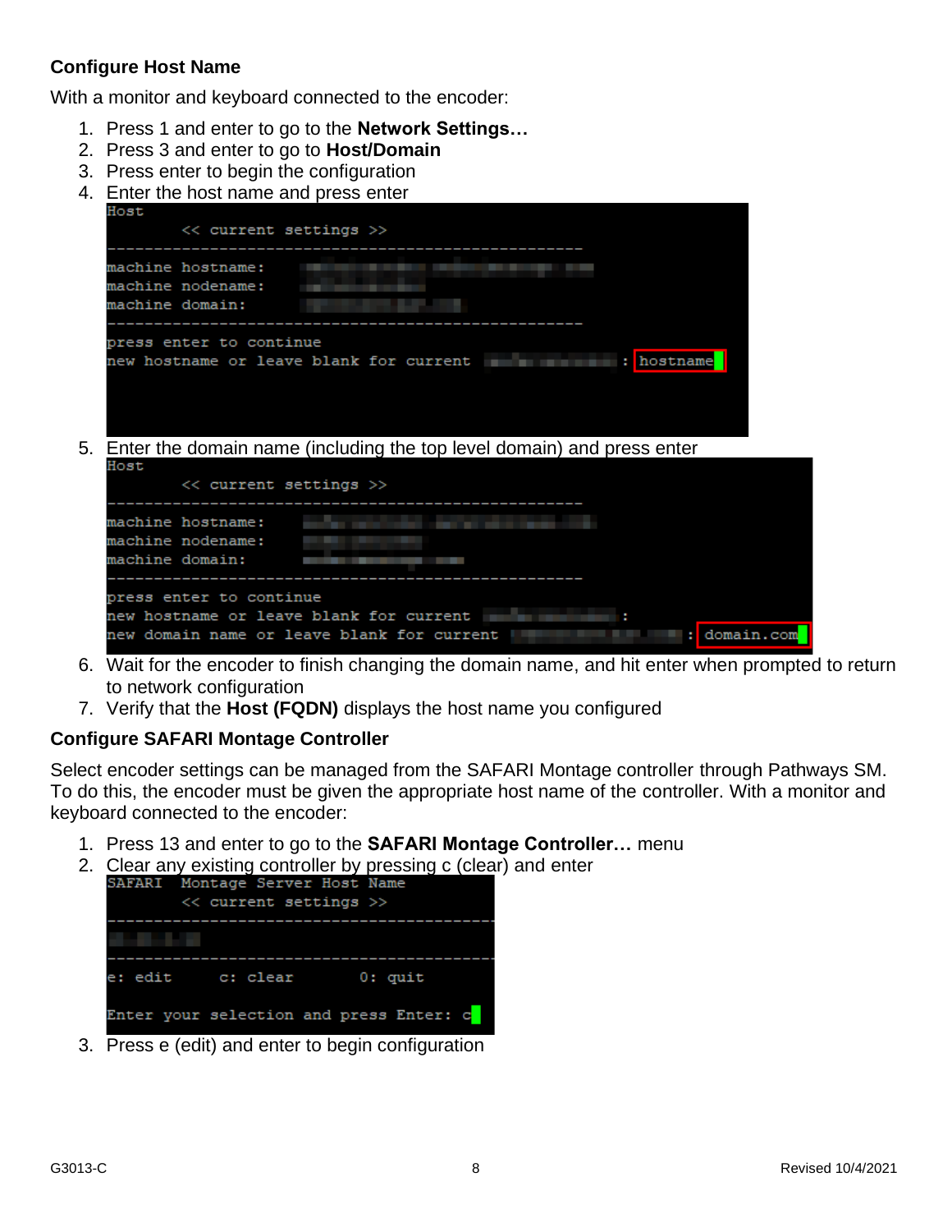### Configure Host Name

With a monitor and keyboard connected to the encoder:

1. Press 1 and enter to go to the **Network Settings…**
2. Press 3 and enter to go to **Host/Domain**
3. Press enter to begin the configuration
4. Enter the host name and press enter

```
Host
          << current settings >>
---------------------------------------------------------
machine hostname:
machine nodename:
machine domain:
---------------------------------------------------------
press enter to continue
new hostname or leave blank for current                  : hostname
```

5. Enter the domain name (including the top level domain) and press enter

```
Host
          << current settings >>
---------------------------------------------------------
machine hostname:
machine nodename:
machine domain:
---------------------------------------------------------
press enter to continue
new hostname or leave blank for current                  :
new domain name or leave blank for current                   : domain.com
```

6. Wait for the encoder to finish changing the domain name, and hit enter when prompted to return to network configuration
7. Verify that the **Host (FQDN)** displays the host name you configured

### Configure SAFARI Montage Controller

Select encoder settings can be managed from the SAFARI Montage controller through Pathways SM. To do this, the encoder must be given the appropriate host name of the controller. With a monitor and keyboard connected to the encoder:

1. Press 13 and enter to go to the **SAFARI Montage Controller…** menu
2. Clear any existing controller by pressing c (clear) and enter

```
SAFARI  Montage Server Host Name
          << current settings >>
---------------------------------------------

---------------------------------------------
e: edit      c: clear        0: quit

Enter your selection and press Enter: c
```

3. Press e (edit) and enter to begin configuration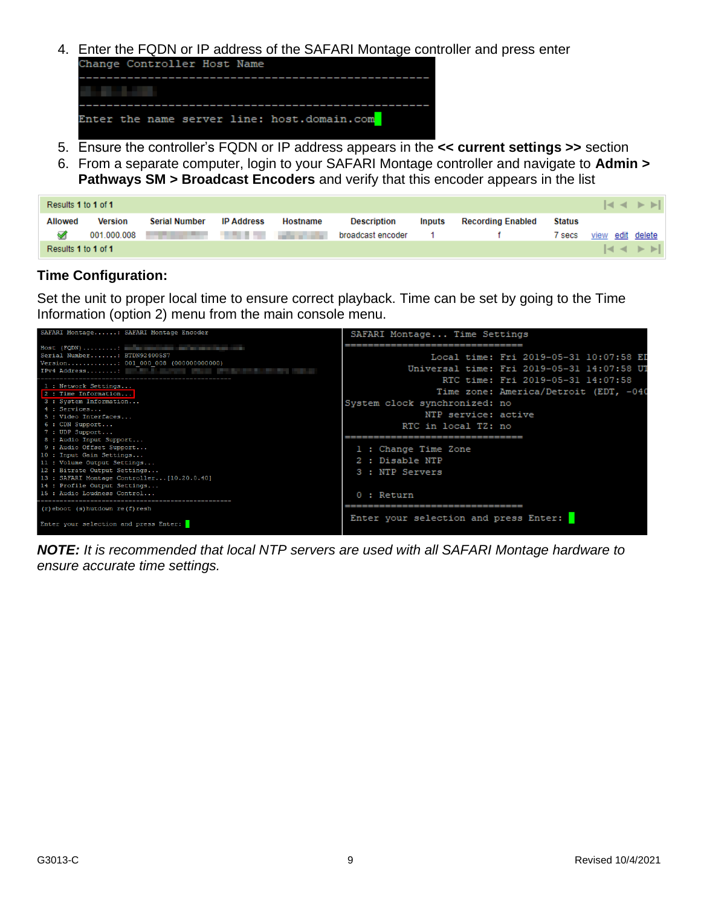4. Enter the FQDN or IP address of the SAFARI Montage controller and press enter

```
Change Controller Host Name
------------------------------------------------------

------------------------------------------------------
Enter the name server line: host.domain.com
```

5. Ensure the controller's FQDN or IP address appears in the **<< current settings >>** section
6. From a separate computer, login to your SAFARI Montage controller and navigate to **Admin > Pathways SM > Broadcast Encoders** and verify that this encoder appears in the list

Results **1** to **1** of **1**

| Allowed | Version | Serial Number | IP Address | Hostname | Description | Inputs | Recording Enabled | Status | | | |
|---|---|---|---|---|---|---|---|---|---|---|---|
| ✓ | 001.000.008 | | | | broadcast encoder | 1 | f | 7 secs | view | edit | delete |

Results **1** to **1** of **1**

### Time Configuration:

Set the unit to proper local time to ensure correct playback. Time can be set by going to the Time Information (option 2) menu from the main console menu.

```
SAFARI Montage......: SAFARI Montage Encoder

Host (FQDN).........:
Serial Number.......: BTDN9240055 7
Version.............: 001_000_008 (000000000000)
IPv4 Address........:
--------------------------------------------------
 1 : Network Settings...
 2 : Time Information...
 3 : System Information...
 4 : Services...
 5 : Video Interfaces...
 6 : CDN Support...
 7 : UDP Support...
 8 : Audio Input Support...
 9 : Audio Offset Support...
10 : Input Gain Settings...
11 : Volume Output Settings...
12 : Bitrate Output Settings...
13 : SAFARI Montage Controller...[10.20.0.40]
14 : Profile Output Settings...
15 : Audio Loudness Control...
--------------------------------------------------
(r)eboot (s)hutdown re(f)resh

Enter your selection and press Enter:
```

```
 SAFARI Montage... Time Settings
================================
             Local time: Fri 2019-05-31 10:07:58 ED
         Universal time: Fri 2019-05-31 14:07:58 UT
               RTC time: Fri 2019-05-31 14:07:58
              Time zone: America/Detroit (EDT, -040
System clock synchronized: no
            NTP service: active
        RTC in local TZ: no
================================
  1 : Change Time Zone
  2 : Disable NTP
  3 : NTP Servers

  0 : Return
================================
 Enter your selection and press Enter:
```

***NOTE:*** *It is recommended that local NTP servers are used with all SAFARI Montage hardware to ensure accurate time settings.*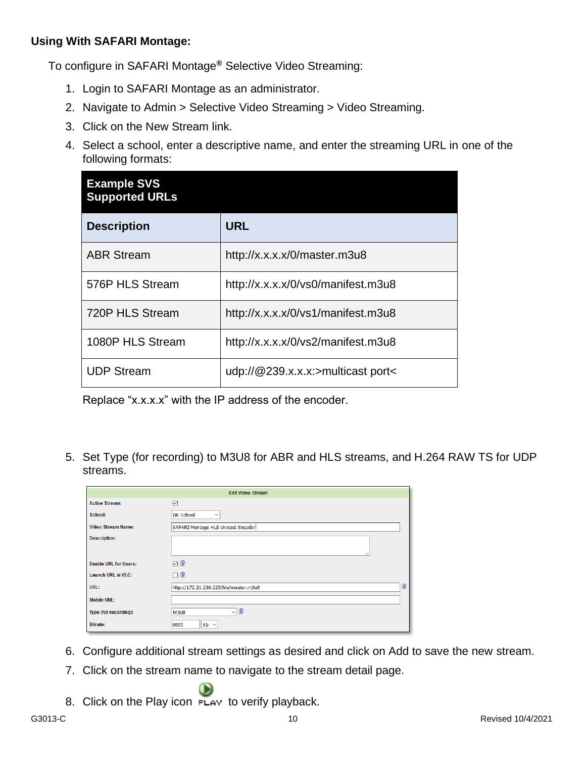**Using With SAFARI Montage:**

To configure in SAFARI Montage® Selective Video Streaming:

1. Login to SAFARI Montage as an administrator.
2. Navigate to Admin > Selective Video Streaming > Video Streaming.
3. Click on the New Stream link.
4. Select a school, enter a descriptive name, and enter the streaming URL in one of the following formats:

| Example SVS Supported URLs | |
|---|---|
| **Description** | **URL** |
| ABR Stream | http://x.x.x.x/0/master.m3u8 |
| 576P HLS Stream | http://x.x.x.x/0/vs0/manifest.m3u8 |
| 720P HLS Stream | http://x.x.x.x/0/vs1/manifest.m3u8 |
| 1080P HLS Stream | http://x.x.x.x/0/vs2/manifest.m3u8 |
| UDP Stream | udp://@239.x.x.x:>multicast port< |

Replace "x.x.x.x" with the IP address of the encoder.

5. Set Type (for recording) to M3U8 for ABR and HLS streams, and H.264 RAW TS for UDP streams.

| Edit Video Stream | |
|---|---|
| Active Stream: | ☑ |
| School: | DK School |
| Video Stream Name: | SAFARI Montage HLS Unicast Encoder |
| Description: | |
| Enable URL for Users: | ☑ |
| Launch URL in VLC: | ☐ |
| URL: | http://172.21.230.225/hls/master.m3u8 |
| Mobile URL: | |
| Type (for recording): | M3U8 |
| Bitrate: | 6000 Kb |

6. Configure additional stream settings as desired and click on Add to save the new stream.
7. Click on the stream name to navigate to the stream detail page.
8. Click on the Play icon PLAY to verify playback.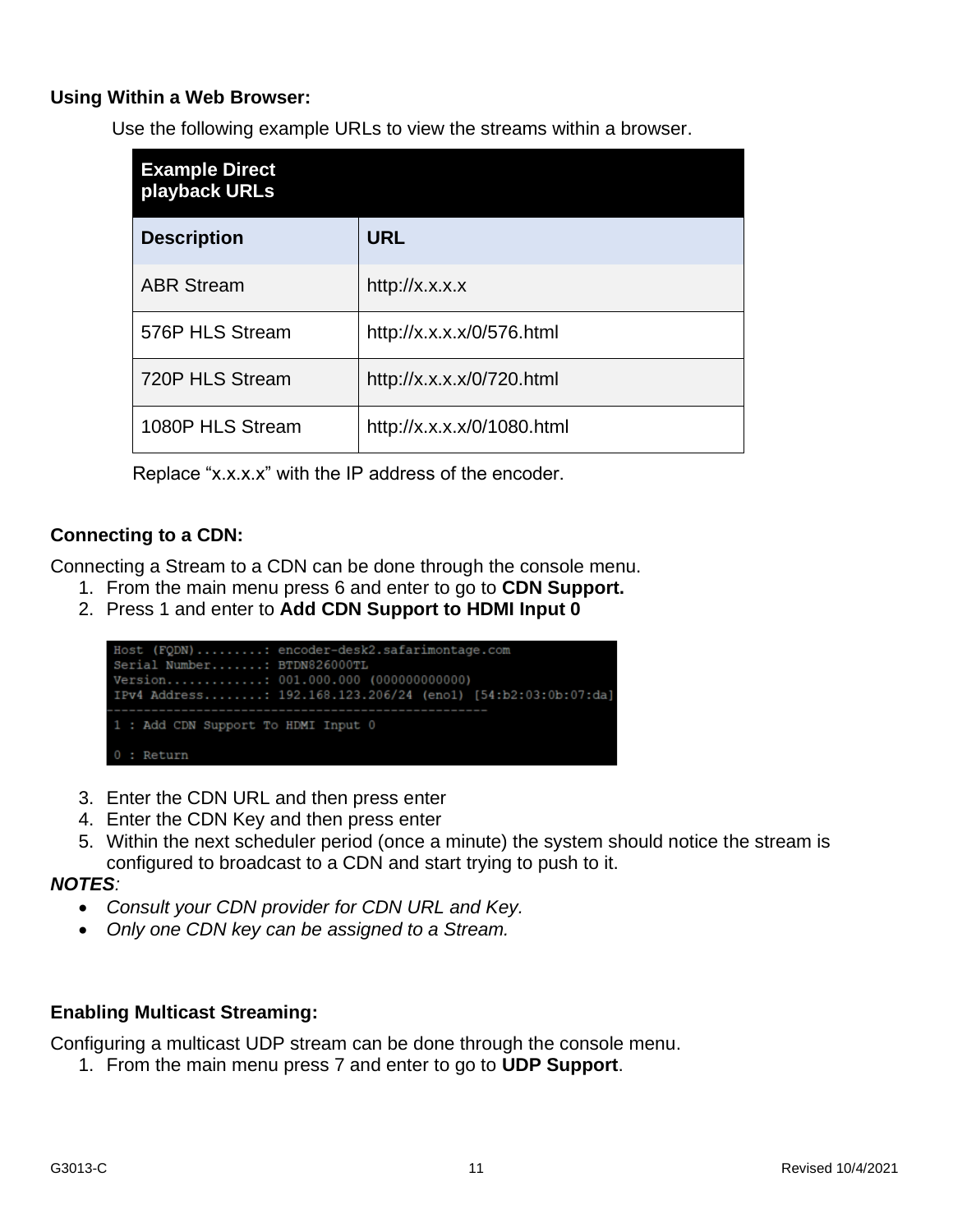**Using Within a Web Browser:**

Use the following example URLs to view the streams within a browser.

| Example Direct playback URLs | |
|---|---|
| **Description** | **URL** |
| ABR Stream | http://x.x.x.x |
| 576P HLS Stream | http://x.x.x.x/0/576.html |
| 720P HLS Stream | http://x.x.x.x/0/720.html |
| 1080P HLS Stream | http://x.x.x.x/0/1080.html |

Replace "x.x.x.x" with the IP address of the encoder.

**Connecting to a CDN:**

Connecting a Stream to a CDN can be done through the console menu.

1. From the main menu press 6 and enter to go to **CDN Support.**
2. Press 1 and enter to **Add CDN Support to HDMI Input 0**

```
Host (FQDN).........: encoder-desk2.safarimontage.com
Serial Number.......: BTDN826000TL
Version.............: 001.000.000 (000000000000)
IPv4 Address........: 192.168.123.206/24 (eno1) [54:b2:03:0b:07:da]
-------------------------------------------------
1 : Add CDN Support To HDMI Input 0

0 : Return
```

3. Enter the CDN URL and then press enter
4. Enter the CDN Key and then press enter
5. Within the next scheduler period (once a minute) the system should notice the stream is configured to broadcast to a CDN and start trying to push to it.

***NOTES***:

- *Consult your CDN provider for CDN URL and Key.*
- *Only one CDN key can be assigned to a Stream.*

**Enabling Multicast Streaming:**

Configuring a multicast UDP stream can be done through the console menu.

1. From the main menu press 7 and enter to go to **UDP Support**.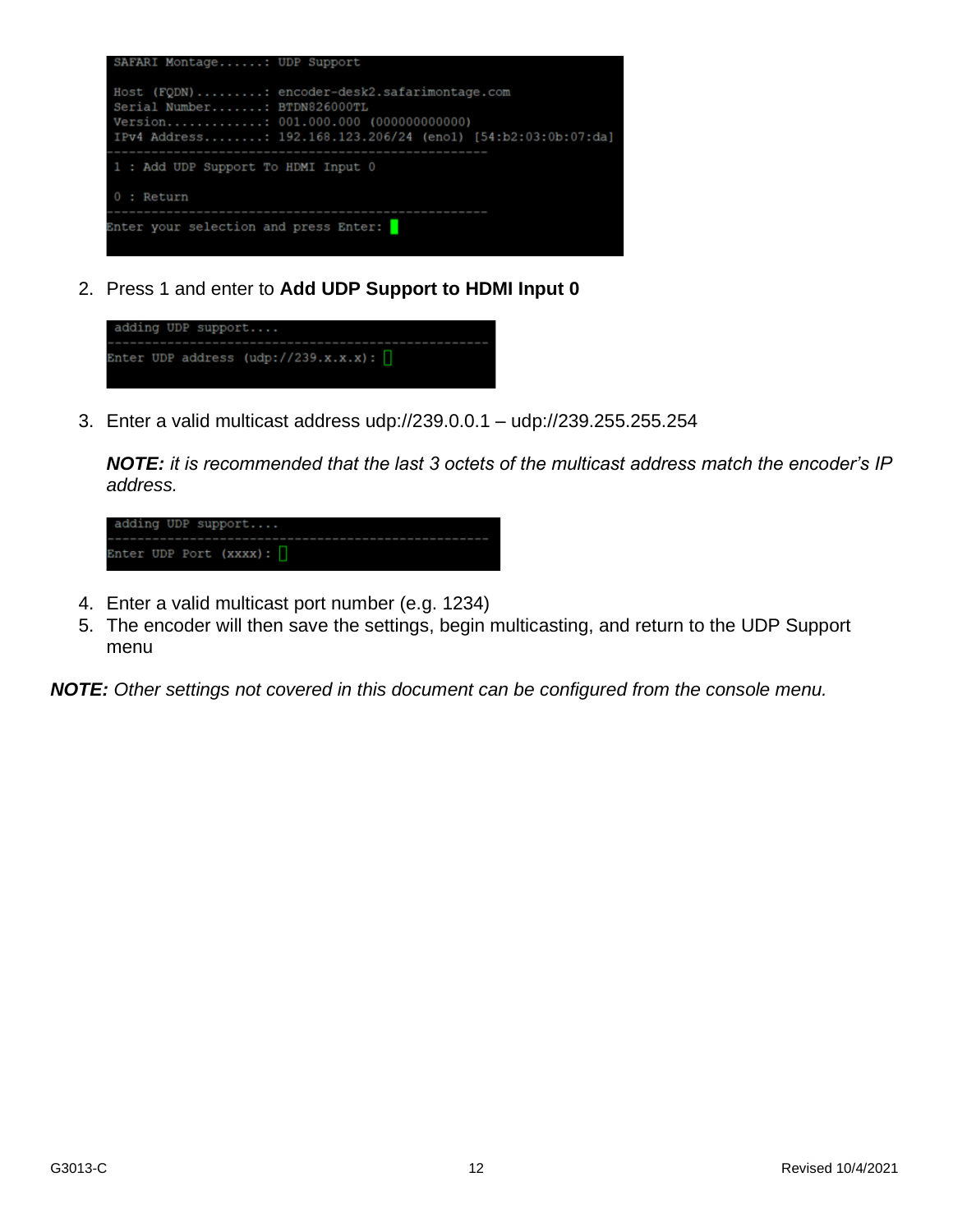```
SAFARI Montage......: UDP Support

Host (FQDN).........: encoder-desk2.safarimontage.com
Serial Number.......: BTDN826000TL
Version.............: 001.000.000 (000000000000)
IPv4 Address........: 192.168.123.206/24 (eno1) [54:b2:03:0b:07:da]
--------------------------------------------------
1 : Add UDP Support To HDMI Input 0

0 : Return
--------------------------------------------------
Enter your selection and press Enter:
```

2. Press 1 and enter to **Add UDP Support to HDMI Input 0**

```
adding UDP support....
--------------------------------------------------
Enter UDP address (udp://239.x.x.x):
```

3. Enter a valid multicast address udp://239.0.0.1 – udp://239.255.255.254

   ***NOTE:*** *it is recommended that the last 3 octets of the multicast address match the encoder's IP address.*

```
adding UDP support....
--------------------------------------------------
Enter UDP Port (xxxx):
```

4. Enter a valid multicast port number (e.g. 1234)
5. The encoder will then save the settings, begin multicasting, and return to the UDP Support menu

***NOTE:*** *Other settings not covered in this document can be configured from the console menu.*